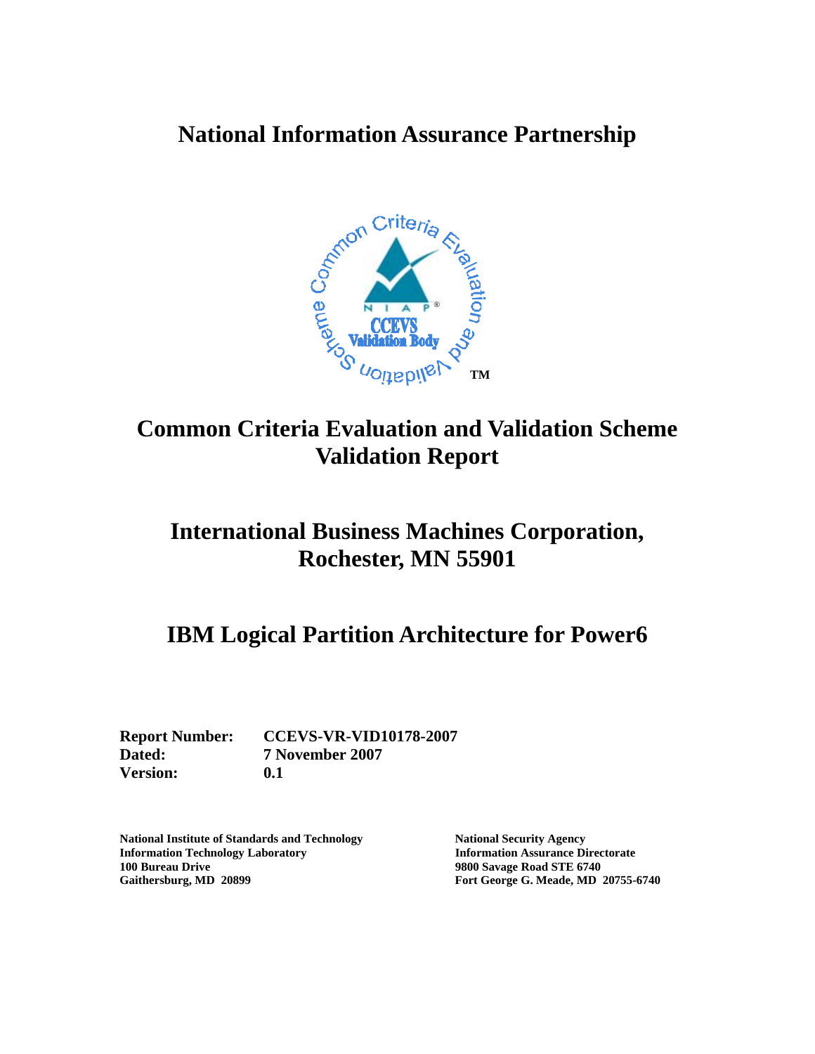# National Information Assurance Partnership

# Common Criteria Evaluation and Validation Scheme Validation Report

## International Business Machines Corporation, Rochester, MN 55901

## IBM Logical Partition Architecture for Power6

**Report Number:** CCEVS-VR-VID10178-2007
**Dated:** 7 November 2007
**Version:** 0.1

**National Institute of Standards and Technology**
**Information Technology Laboratory**
**100 Bureau Drive**
**Gaithersburg, MD 20899**

**National Security Agency**
**Information Assurance Directorate**
**9800 Savage Road STE 6740**
**Fort George G. Meade, MD 20755-6740**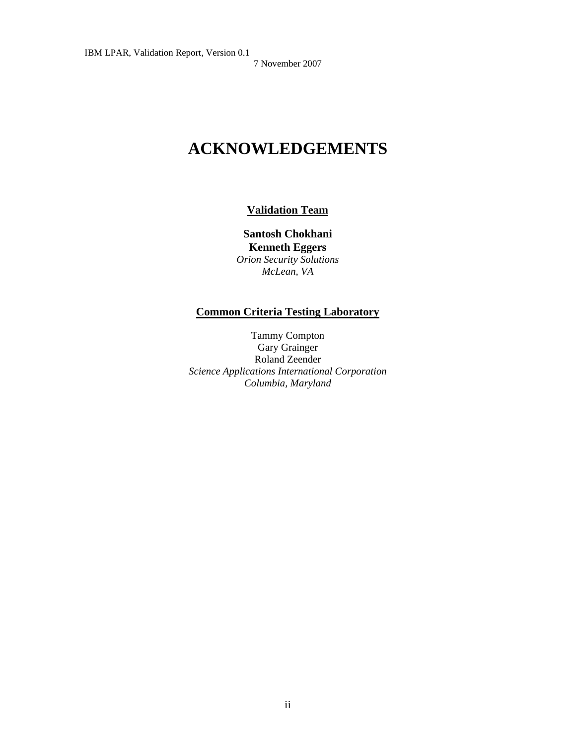# ACKNOWLEDGEMENTS

**Validation Team**

**Santosh Chokhani**
**Kenneth Eggers**
*Orion Security Solutions*
*McLean, VA*

**Common Criteria Testing Laboratory**

Tammy Compton
Gary Grainger
Roland Zeender
*Science Applications International Corporation*
*Columbia, Maryland*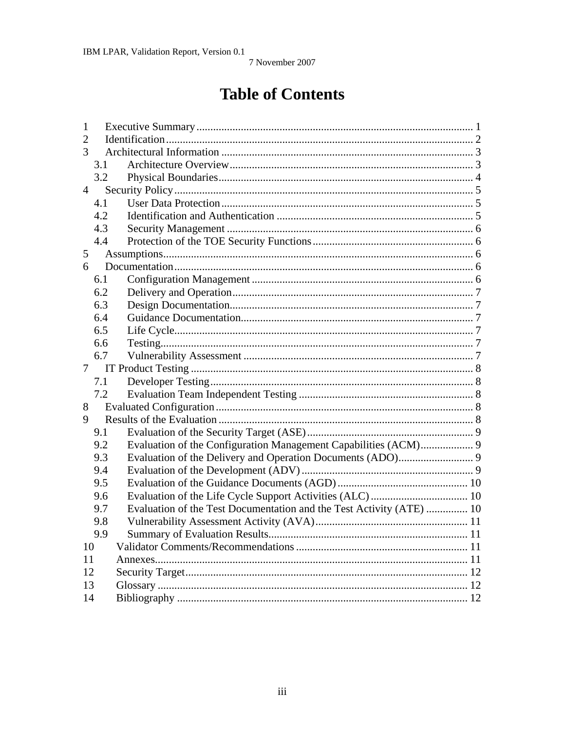# Table of Contents

1 Executive Summary ..... 1
2 Identification ..... 2
3 Architectural Information ..... 3
  3.1 Architecture Overview ..... 3
  3.2 Physical Boundaries ..... 4
4 Security Policy ..... 5
  4.1 User Data Protection ..... 5
  4.2 Identification and Authentication ..... 5
  4.3 Security Management ..... 6
  4.4 Protection of the TOE Security Functions ..... 6
5 Assumptions ..... 6
6 Documentation ..... 6
  6.1 Configuration Management ..... 6
  6.2 Delivery and Operation ..... 7
  6.3 Design Documentation ..... 7
  6.4 Guidance Documentation ..... 7
  6.5 Life Cycle ..... 7
  6.6 Testing ..... 7
  6.7 Vulnerability Assessment ..... 7
7 IT Product Testing ..... 8
  7.1 Developer Testing ..... 8
  7.2 Evaluation Team Independent Testing ..... 8
8 Evaluated Configuration ..... 8
9 Results of the Evaluation ..... 8
  9.1 Evaluation of the Security Target (ASE) ..... 9
  9.2 Evaluation of the Configuration Management Capabilities (ACM) ..... 9
  9.3 Evaluation of the Delivery and Operation Documents (ADO) ..... 9
  9.4 Evaluation of the Development (ADV) ..... 9
  9.5 Evaluation of the Guidance Documents (AGD) ..... 10
  9.6 Evaluation of the Life Cycle Support Activities (ALC) ..... 10
  9.7 Evaluation of the Test Documentation and the Test Activity (ATE) ..... 10
  9.8 Vulnerability Assessment Activity (AVA) ..... 11
  9.9 Summary of Evaluation Results ..... 11
10 Validator Comments/Recommendations ..... 11
11 Annexes ..... 11
12 Security Target ..... 12
13 Glossary ..... 12
14 Bibliography ..... 12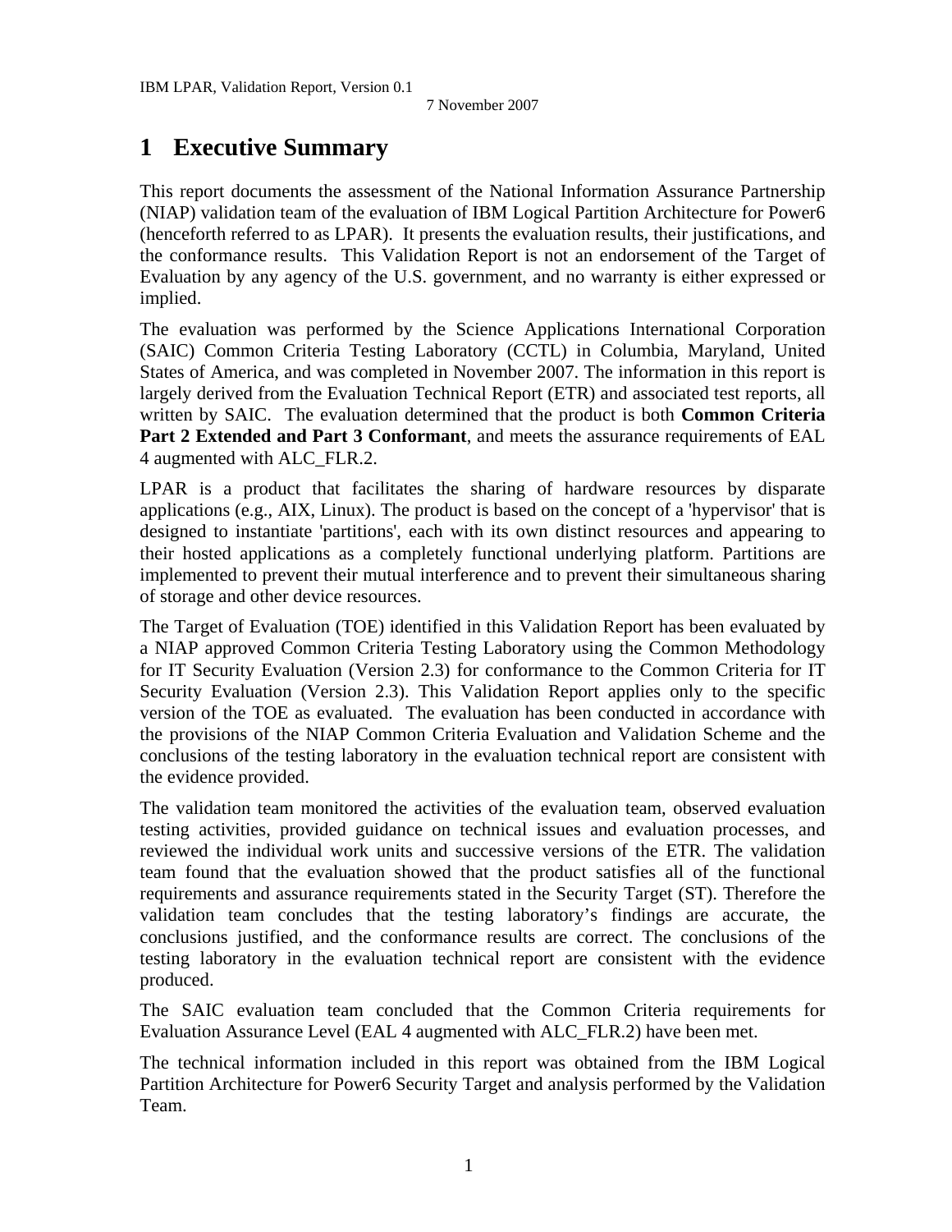# 1 Executive Summary

This report documents the assessment of the National Information Assurance Partnership (NIAP) validation team of the evaluation of IBM Logical Partition Architecture for Power6 (henceforth referred to as LPAR). It presents the evaluation results, their justifications, and the conformance results. This Validation Report is not an endorsement of the Target of Evaluation by any agency of the U.S. government, and no warranty is either expressed or implied.

The evaluation was performed by the Science Applications International Corporation (SAIC) Common Criteria Testing Laboratory (CCTL) in Columbia, Maryland, United States of America, and was completed in November 2007. The information in this report is largely derived from the Evaluation Technical Report (ETR) and associated test reports, all written by SAIC. The evaluation determined that the product is both **Common Criteria Part 2 Extended and Part 3 Conformant**, and meets the assurance requirements of EAL 4 augmented with ALC_FLR.2.

LPAR is a product that facilitates the sharing of hardware resources by disparate applications (e.g., AIX, Linux). The product is based on the concept of a 'hypervisor' that is designed to instantiate 'partitions', each with its own distinct resources and appearing to their hosted applications as a completely functional underlying platform. Partitions are implemented to prevent their mutual interference and to prevent their simultaneous sharing of storage and other device resources.

The Target of Evaluation (TOE) identified in this Validation Report has been evaluated by a NIAP approved Common Criteria Testing Laboratory using the Common Methodology for IT Security Evaluation (Version 2.3) for conformance to the Common Criteria for IT Security Evaluation (Version 2.3). This Validation Report applies only to the specific version of the TOE as evaluated. The evaluation has been conducted in accordance with the provisions of the NIAP Common Criteria Evaluation and Validation Scheme and the conclusions of the testing laboratory in the evaluation technical report are consistent with the evidence provided.

The validation team monitored the activities of the evaluation team, observed evaluation testing activities, provided guidance on technical issues and evaluation processes, and reviewed the individual work units and successive versions of the ETR. The validation team found that the evaluation showed that the product satisfies all of the functional requirements and assurance requirements stated in the Security Target (ST). Therefore the validation team concludes that the testing laboratory's findings are accurate, the conclusions justified, and the conformance results are correct. The conclusions of the testing laboratory in the evaluation technical report are consistent with the evidence produced.

The SAIC evaluation team concluded that the Common Criteria requirements for Evaluation Assurance Level (EAL 4 augmented with ALC_FLR.2) have been met.

The technical information included in this report was obtained from the IBM Logical Partition Architecture for Power6 Security Target and analysis performed by the Validation Team.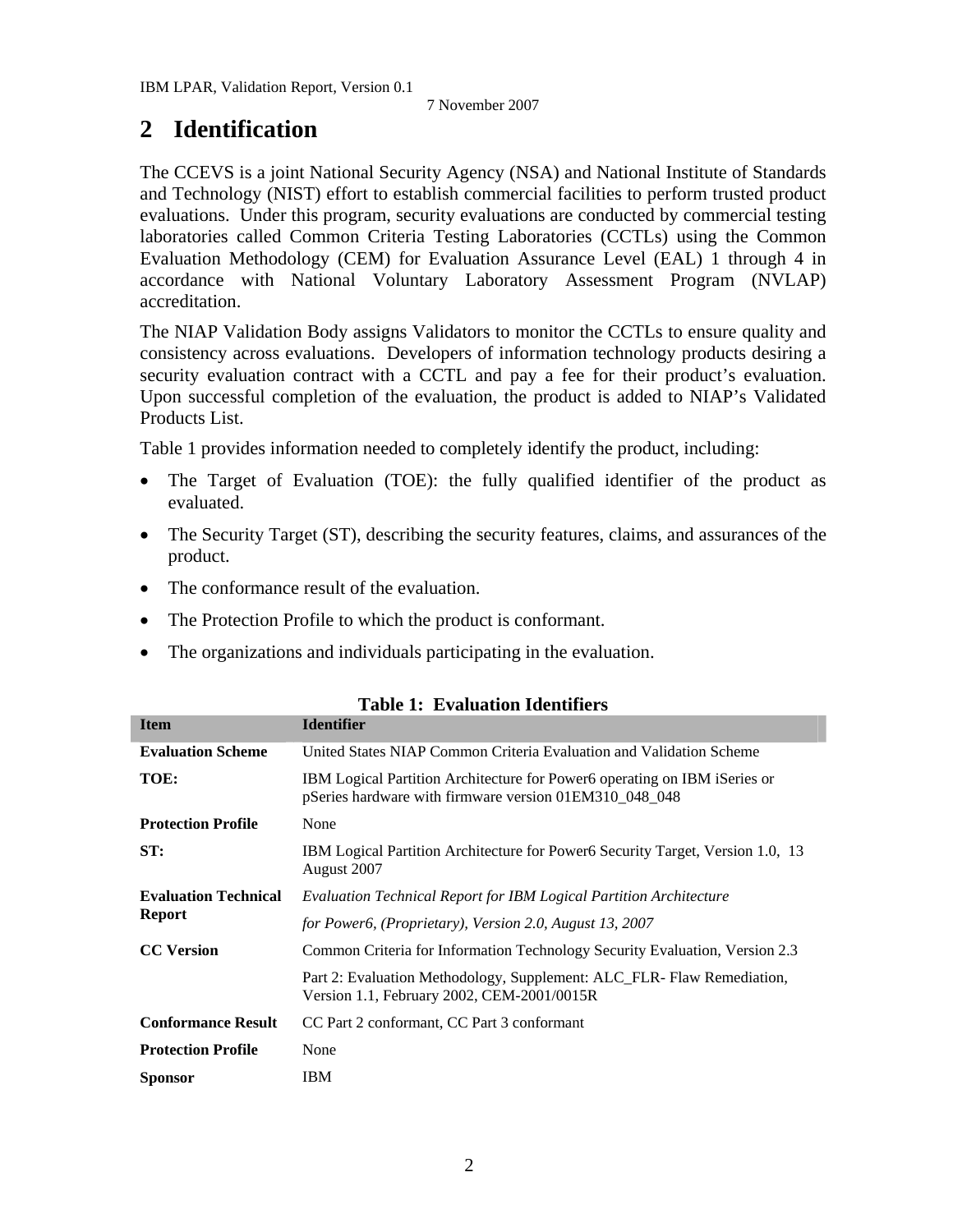# 2 Identification

The CCEVS is a joint National Security Agency (NSA) and National Institute of Standards and Technology (NIST) effort to establish commercial facilities to perform trusted product evaluations. Under this program, security evaluations are conducted by commercial testing laboratories called Common Criteria Testing Laboratories (CCTLs) using the Common Evaluation Methodology (CEM) for Evaluation Assurance Level (EAL) 1 through 4 in accordance with National Voluntary Laboratory Assessment Program (NVLAP) accreditation.

The NIAP Validation Body assigns Validators to monitor the CCTLs to ensure quality and consistency across evaluations. Developers of information technology products desiring a security evaluation contract with a CCTL and pay a fee for their product's evaluation. Upon successful completion of the evaluation, the product is added to NIAP's Validated Products List.

Table 1 provides information needed to completely identify the product, including:

- The Target of Evaluation (TOE): the fully qualified identifier of the product as evaluated.
- The Security Target (ST), describing the security features, claims, and assurances of the product.
- The conformance result of the evaluation.
- The Protection Profile to which the product is conformant.
- The organizations and individuals participating in the evaluation.

**Table 1: Evaluation Identifiers**

| Item | Identifier |
|---|---|
| **Evaluation Scheme** | United States NIAP Common Criteria Evaluation and Validation Scheme |
| **TOE:** | IBM Logical Partition Architecture for Power6 operating on IBM iSeries or pSeries hardware with firmware version 01EM310_048_048 |
| **Protection Profile** | None |
| **ST:** | IBM Logical Partition Architecture for Power6 Security Target, Version 1.0, 13 August 2007 |
| **Evaluation Technical Report** | *Evaluation Technical Report for IBM Logical Partition Architecture for Power6, (Proprietary), Version 2.0, August 13, 2007* |
| **CC Version** | Common Criteria for Information Technology Security Evaluation, Version 2.3<br>Part 2: Evaluation Methodology, Supplement: ALC_FLR- Flaw Remediation, Version 1.1, February 2002, CEM-2001/0015R |
| **Conformance Result** | CC Part 2 conformant, CC Part 3 conformant |
| **Protection Profile** | None |
| **Sponsor** | IBM |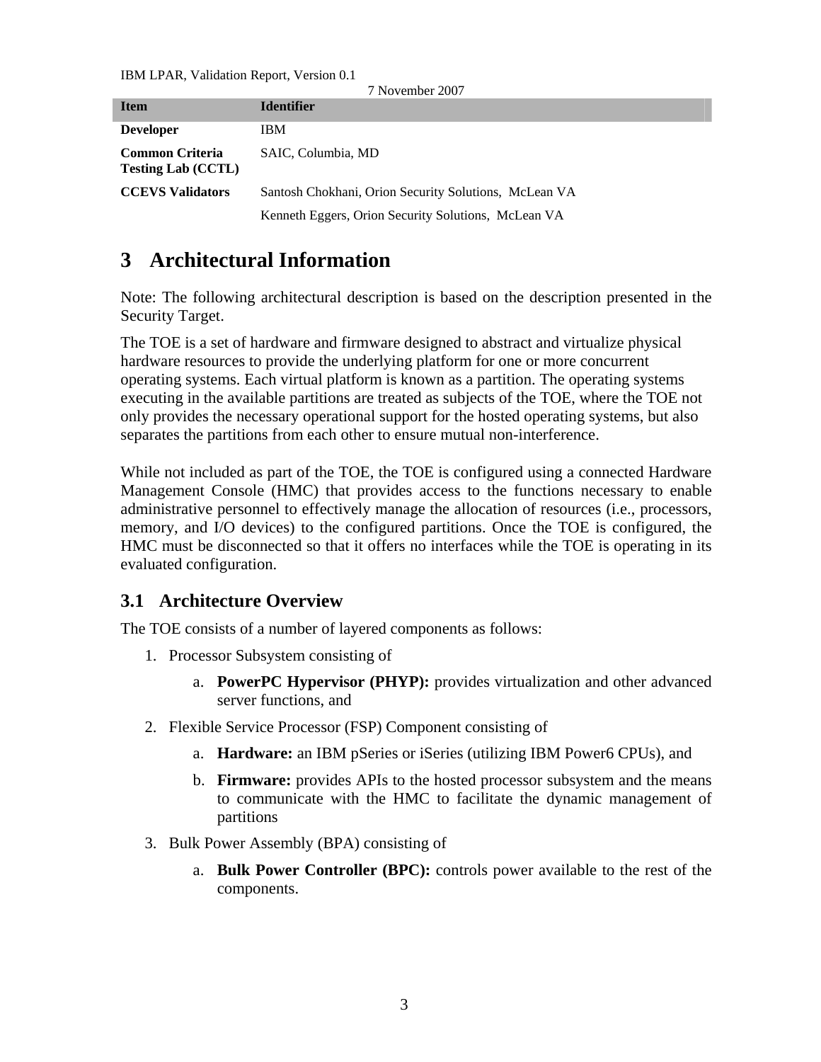| Item | Identifier |
| --- | --- |
| **Developer** | IBM |
| **Common Criteria Testing Lab (CCTL)** | SAIC, Columbia, MD |
| **CCEVS Validators** | Santosh Chokhani, Orion Security Solutions, McLean VA |
| | Kenneth Eggers, Orion Security Solutions, McLean VA |

# 3 Architectural Information

Note: The following architectural description is based on the description presented in the Security Target.

The TOE is a set of hardware and firmware designed to abstract and virtualize physical hardware resources to provide the underlying platform for one or more concurrent operating systems. Each virtual platform is known as a partition. The operating systems executing in the available partitions are treated as subjects of the TOE, where the TOE not only provides the necessary operational support for the hosted operating systems, but also separates the partitions from each other to ensure mutual non-interference.

While not included as part of the TOE, the TOE is configured using a connected Hardware Management Console (HMC) that provides access to the functions necessary to enable administrative personnel to effectively manage the allocation of resources (i.e., processors, memory, and I/O devices) to the configured partitions. Once the TOE is configured, the HMC must be disconnected so that it offers no interfaces while the TOE is operating in its evaluated configuration.

## 3.1 Architecture Overview

The TOE consists of a number of layered components as follows:

1. Processor Subsystem consisting of
   a. **PowerPC Hypervisor (PHYP):** provides virtualization and other advanced server functions, and
2. Flexible Service Processor (FSP) Component consisting of
   a. **Hardware:** an IBM pSeries or iSeries (utilizing IBM Power6 CPUs), and
   b. **Firmware:** provides APIs to the hosted processor subsystem and the means to communicate with the HMC to facilitate the dynamic management of partitions
3. Bulk Power Assembly (BPA) consisting of
   a. **Bulk Power Controller (BPC):** controls power available to the rest of the components.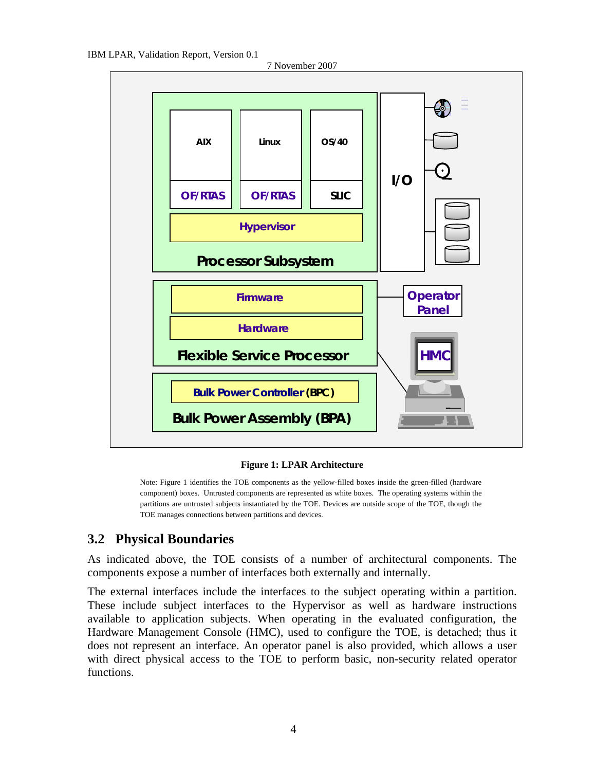Figure 1: LPAR Architecture

Note: Figure 1 identifies the TOE components as the yellow-filled boxes inside the green-filled (hardware component) boxes. Untrusted components are represented as white boxes. The operating systems within the partitions are untrusted subjects instantiated by the TOE. Devices are outside scope of the TOE, though the TOE manages connections between partitions and devices.

## 3.2 Physical Boundaries

As indicated above, the TOE consists of a number of architectural components. The components expose a number of interfaces both externally and internally.

The external interfaces include the interfaces to the subject operating within a partition. These include subject interfaces to the Hypervisor as well as hardware instructions available to application subjects. When operating in the evaluated configuration, the Hardware Management Console (HMC), used to configure the TOE, is detached; thus it does not represent an interface. An operator panel is also provided, which allows a user with direct physical access to the TOE to perform basic, non-security related operator functions.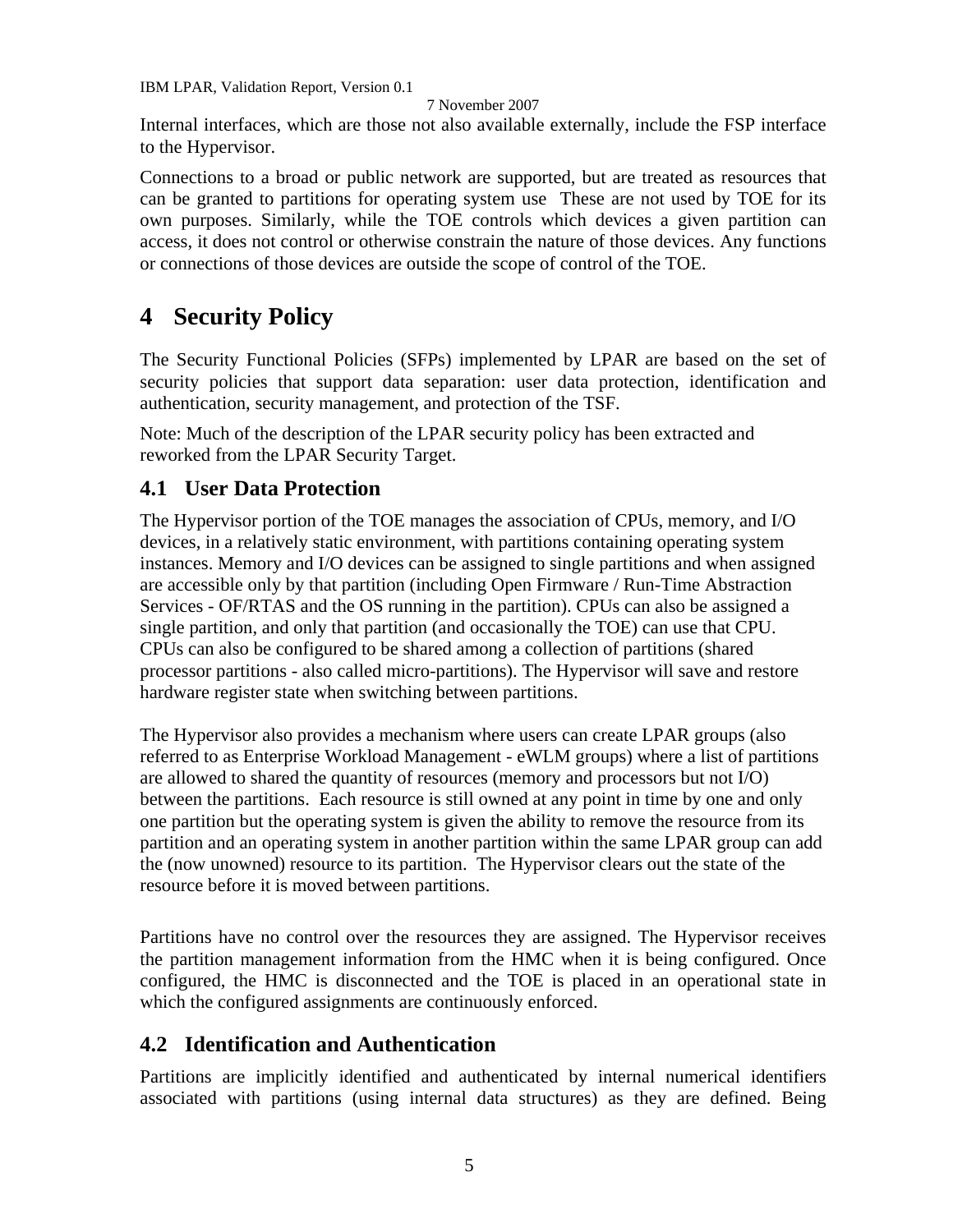Internal interfaces, which are those not also available externally, include the FSP interface to the Hypervisor.

Connections to a broad or public network are supported, but are treated as resources that can be granted to partitions for operating system use  These are not used by TOE for its own purposes. Similarly, while the TOE controls which devices a given partition can access, it does not control or otherwise constrain the nature of those devices. Any functions or connections of those devices are outside the scope of control of the TOE.

# 4 Security Policy

The Security Functional Policies (SFPs) implemented by LPAR are based on the set of security policies that support data separation: user data protection, identification and authentication, security management, and protection of the TSF.

Note: Much of the description of the LPAR security policy has been extracted and reworked from the LPAR Security Target.

## 4.1 User Data Protection

The Hypervisor portion of the TOE manages the association of CPUs, memory, and I/O devices, in a relatively static environment, with partitions containing operating system instances. Memory and I/O devices can be assigned to single partitions and when assigned are accessible only by that partition (including Open Firmware / Run-Time Abstraction Services - OF/RTAS and the OS running in the partition). CPUs can also be assigned a single partition, and only that partition (and occasionally the TOE) can use that CPU. CPUs can also be configured to be shared among a collection of partitions (shared processor partitions - also called micro-partitions). The Hypervisor will save and restore hardware register state when switching between partitions.

The Hypervisor also provides a mechanism where users can create LPAR groups (also referred to as Enterprise Workload Management - eWLM groups) where a list of partitions are allowed to shared the quantity of resources (memory and processors but not I/O) between the partitions.  Each resource is still owned at any point in time by one and only one partition but the operating system is given the ability to remove the resource from its partition and an operating system in another partition within the same LPAR group can add the (now unowned) resource to its partition.  The Hypervisor clears out the state of the resource before it is moved between partitions.

Partitions have no control over the resources they are assigned. The Hypervisor receives the partition management information from the HMC when it is being configured. Once configured, the HMC is disconnected and the TOE is placed in an operational state in which the configured assignments are continuously enforced.

## 4.2 Identification and Authentication

Partitions are implicitly identified and authenticated by internal numerical identifiers associated with partitions (using internal data structures) as they are defined. Being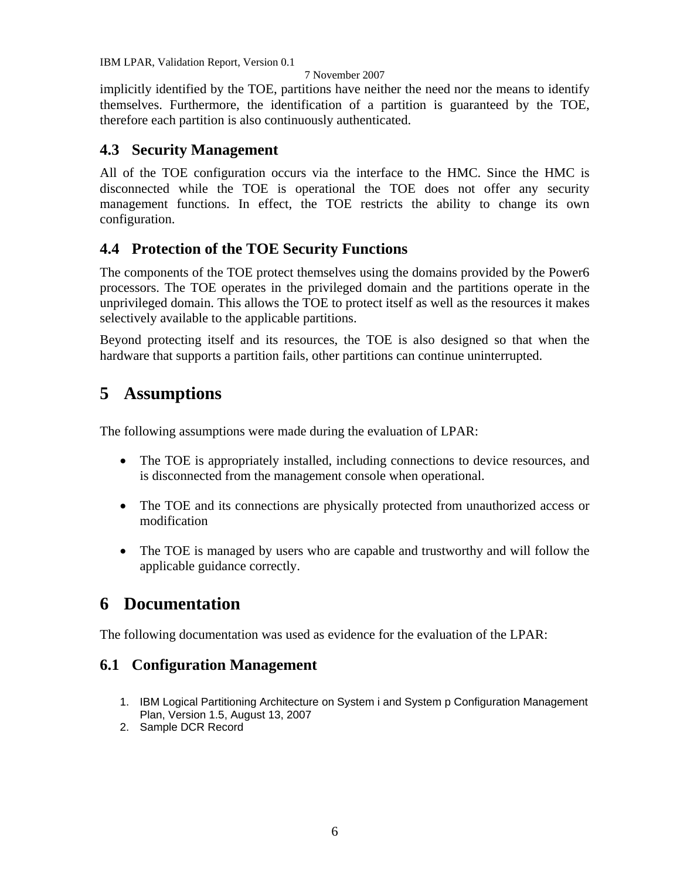implicitly identified by the TOE, partitions have neither the need nor the means to identify themselves. Furthermore, the identification of a partition is guaranteed by the TOE, therefore each partition is also continuously authenticated.

## 4.3 Security Management

All of the TOE configuration occurs via the interface to the HMC. Since the HMC is disconnected while the TOE is operational the TOE does not offer any security management functions. In effect, the TOE restricts the ability to change its own configuration.

## 4.4 Protection of the TOE Security Functions

The components of the TOE protect themselves using the domains provided by the Power6 processors. The TOE operates in the privileged domain and the partitions operate in the unprivileged domain. This allows the TOE to protect itself as well as the resources it makes selectively available to the applicable partitions.

Beyond protecting itself and its resources, the TOE is also designed so that when the hardware that supports a partition fails, other partitions can continue uninterrupted.

# 5 Assumptions

The following assumptions were made during the evaluation of LPAR:

- The TOE is appropriately installed, including connections to device resources, and is disconnected from the management console when operational.
- The TOE and its connections are physically protected from unauthorized access or modification
- The TOE is managed by users who are capable and trustworthy and will follow the applicable guidance correctly.

# 6 Documentation

The following documentation was used as evidence for the evaluation of the LPAR:

## 6.1 Configuration Management

1. IBM Logical Partitioning Architecture on System i and System p Configuration Management Plan, Version 1.5, August 13, 2007
2. Sample DCR Record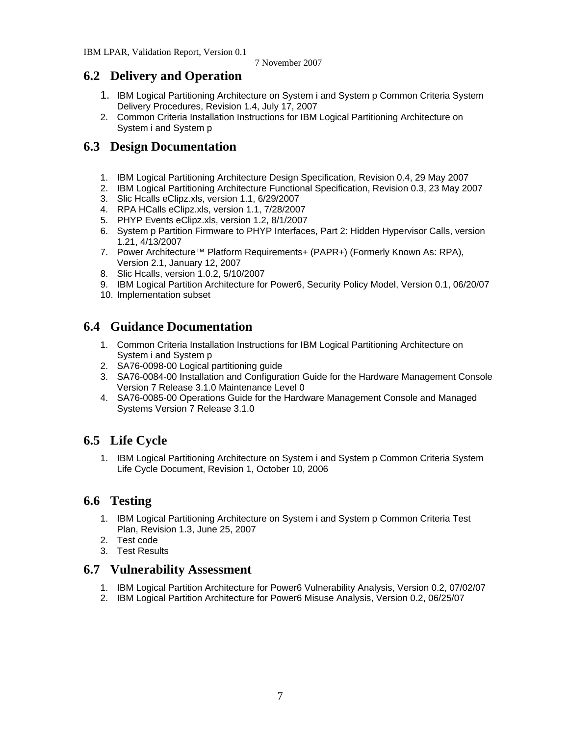## 6.2 Delivery and Operation

1. IBM Logical Partitioning Architecture on System i and System p Common Criteria System Delivery Procedures, Revision 1.4, July 17, 2007
2. Common Criteria Installation Instructions for IBM Logical Partitioning Architecture on System i and System p

## 6.3 Design Documentation

1. IBM Logical Partitioning Architecture Design Specification, Revision 0.4, 29 May 2007
2. IBM Logical Partitioning Architecture Functional Specification, Revision 0.3, 23 May 2007
3. Slic Hcalls eClipz.xls, version 1.1, 6/29/2007
4. RPA HCalls eClipz.xls, version 1.1, 7/28/2007
5. PHYP Events eClipz.xls, version 1.2, 8/1/2007
6. System p Partition Firmware to PHYP Interfaces, Part 2: Hidden Hypervisor Calls, version 1.21, 4/13/2007
7. Power Architecture™ Platform Requirements+ (PAPR+) (Formerly Known As: RPA), Version 2.1, January 12, 2007
8. Slic Hcalls, version 1.0.2, 5/10/2007
9. IBM Logical Partition Architecture for Power6, Security Policy Model, Version 0.1, 06/20/07
10. Implementation subset

## 6.4 Guidance Documentation

1. Common Criteria Installation Instructions for IBM Logical Partitioning Architecture on System i and System p
2. SA76-0098-00 Logical partitioning guide
3. SA76-0084-00 Installation and Configuration Guide for the Hardware Management Console Version 7 Release 3.1.0 Maintenance Level 0
4. SA76-0085-00 Operations Guide for the Hardware Management Console and Managed Systems Version 7 Release 3.1.0

## 6.5 Life Cycle

1. IBM Logical Partitioning Architecture on System i and System p Common Criteria System Life Cycle Document, Revision 1, October 10, 2006

## 6.6 Testing

1. IBM Logical Partitioning Architecture on System i and System p Common Criteria Test Plan, Revision 1.3, June 25, 2007
2. Test code
3. Test Results

## 6.7 Vulnerability Assessment

1. IBM Logical Partition Architecture for Power6 Vulnerability Analysis, Version 0.2, 07/02/07
2. IBM Logical Partition Architecture for Power6 Misuse Analysis, Version 0.2, 06/25/07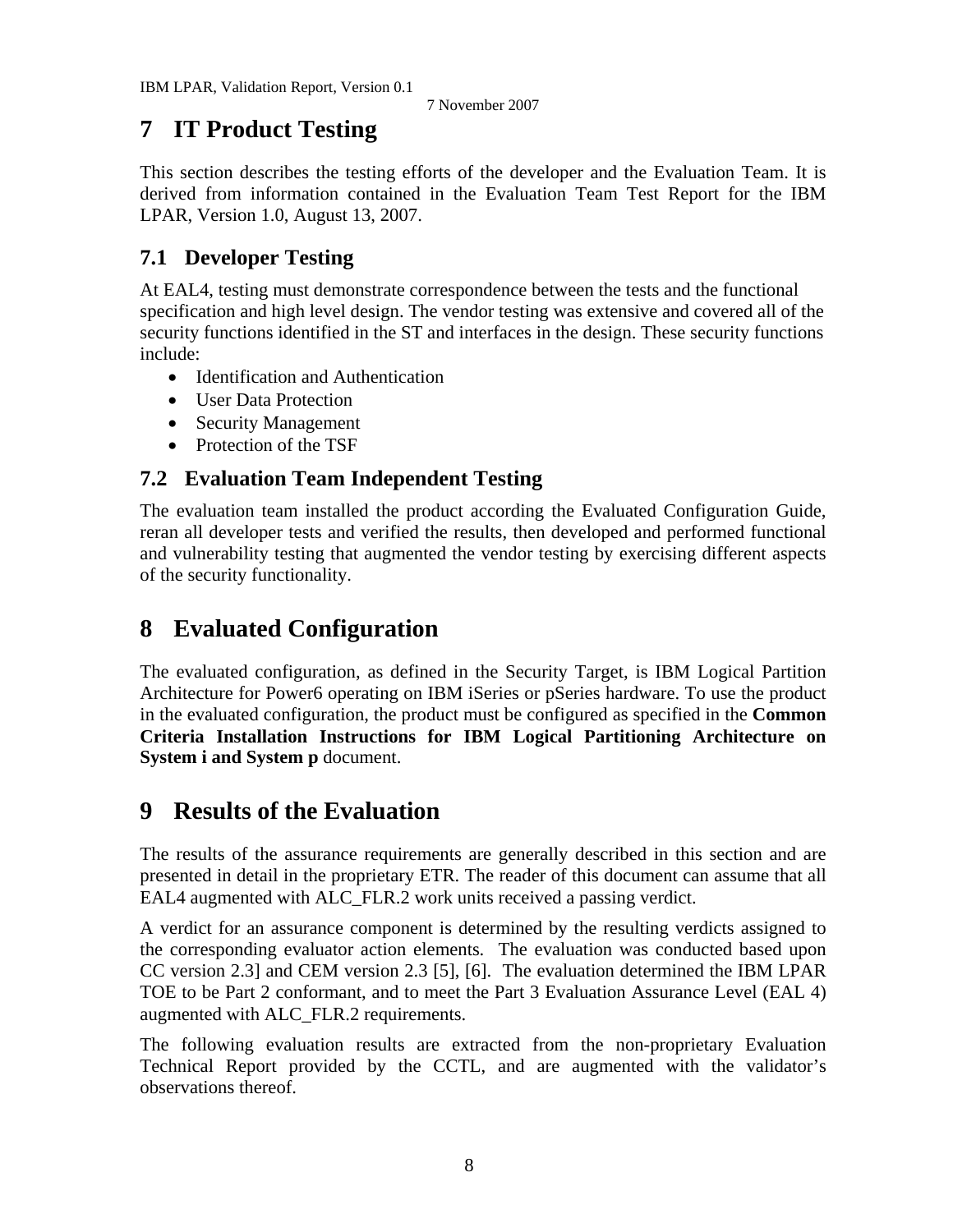# 7 IT Product Testing

This section describes the testing efforts of the developer and the Evaluation Team. It is derived from information contained in the Evaluation Team Test Report for the IBM LPAR, Version 1.0, August 13, 2007.

## 7.1 Developer Testing

At EAL4, testing must demonstrate correspondence between the tests and the functional specification and high level design. The vendor testing was extensive and covered all of the security functions identified in the ST and interfaces in the design. These security functions include:

- Identification and Authentication
- User Data Protection
- Security Management
- Protection of the TSF

## 7.2 Evaluation Team Independent Testing

The evaluation team installed the product according the Evaluated Configuration Guide, reran all developer tests and verified the results, then developed and performed functional and vulnerability testing that augmented the vendor testing by exercising different aspects of the security functionality.

# 8 Evaluated Configuration

The evaluated configuration, as defined in the Security Target, is IBM Logical Partition Architecture for Power6 operating on IBM iSeries or pSeries hardware. To use the product in the evaluated configuration, the product must be configured as specified in the **Common Criteria Installation Instructions for IBM Logical Partitioning Architecture on System i and System p** document.

# 9 Results of the Evaluation

The results of the assurance requirements are generally described in this section and are presented in detail in the proprietary ETR. The reader of this document can assume that all EAL4 augmented with ALC_FLR.2 work units received a passing verdict.

A verdict for an assurance component is determined by the resulting verdicts assigned to the corresponding evaluator action elements. The evaluation was conducted based upon CC version 2.3] and CEM version 2.3 [5], [6]. The evaluation determined the IBM LPAR TOE to be Part 2 conformant, and to meet the Part 3 Evaluation Assurance Level (EAL 4) augmented with ALC_FLR.2 requirements.

The following evaluation results are extracted from the non-proprietary Evaluation Technical Report provided by the CCTL, and are augmented with the validator's observations thereof.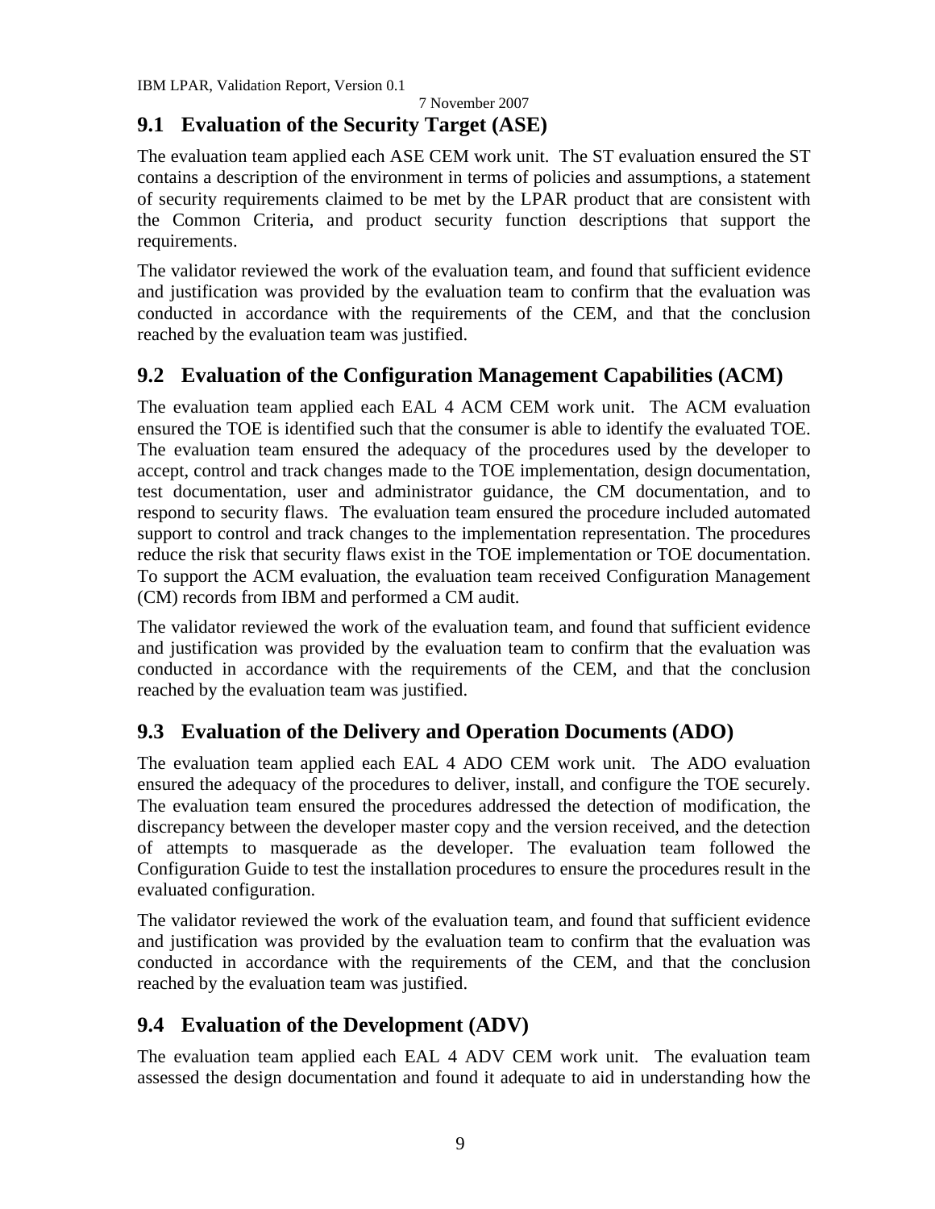## 9.1 Evaluation of the Security Target (ASE)

The evaluation team applied each ASE CEM work unit. The ST evaluation ensured the ST contains a description of the environment in terms of policies and assumptions, a statement of security requirements claimed to be met by the LPAR product that are consistent with the Common Criteria, and product security function descriptions that support the requirements.

The validator reviewed the work of the evaluation team, and found that sufficient evidence and justification was provided by the evaluation team to confirm that the evaluation was conducted in accordance with the requirements of the CEM, and that the conclusion reached by the evaluation team was justified.

## 9.2 Evaluation of the Configuration Management Capabilities (ACM)

The evaluation team applied each EAL 4 ACM CEM work unit. The ACM evaluation ensured the TOE is identified such that the consumer is able to identify the evaluated TOE. The evaluation team ensured the adequacy of the procedures used by the developer to accept, control and track changes made to the TOE implementation, design documentation, test documentation, user and administrator guidance, the CM documentation, and to respond to security flaws. The evaluation team ensured the procedure included automated support to control and track changes to the implementation representation. The procedures reduce the risk that security flaws exist in the TOE implementation or TOE documentation. To support the ACM evaluation, the evaluation team received Configuration Management (CM) records from IBM and performed a CM audit.

The validator reviewed the work of the evaluation team, and found that sufficient evidence and justification was provided by the evaluation team to confirm that the evaluation was conducted in accordance with the requirements of the CEM, and that the conclusion reached by the evaluation team was justified.

## 9.3 Evaluation of the Delivery and Operation Documents (ADO)

The evaluation team applied each EAL 4 ADO CEM work unit. The ADO evaluation ensured the adequacy of the procedures to deliver, install, and configure the TOE securely. The evaluation team ensured the procedures addressed the detection of modification, the discrepancy between the developer master copy and the version received, and the detection of attempts to masquerade as the developer. The evaluation team followed the Configuration Guide to test the installation procedures to ensure the procedures result in the evaluated configuration.

The validator reviewed the work of the evaluation team, and found that sufficient evidence and justification was provided by the evaluation team to confirm that the evaluation was conducted in accordance with the requirements of the CEM, and that the conclusion reached by the evaluation team was justified.

## 9.4 Evaluation of the Development (ADV)

The evaluation team applied each EAL 4 ADV CEM work unit. The evaluation team assessed the design documentation and found it adequate to aid in understanding how the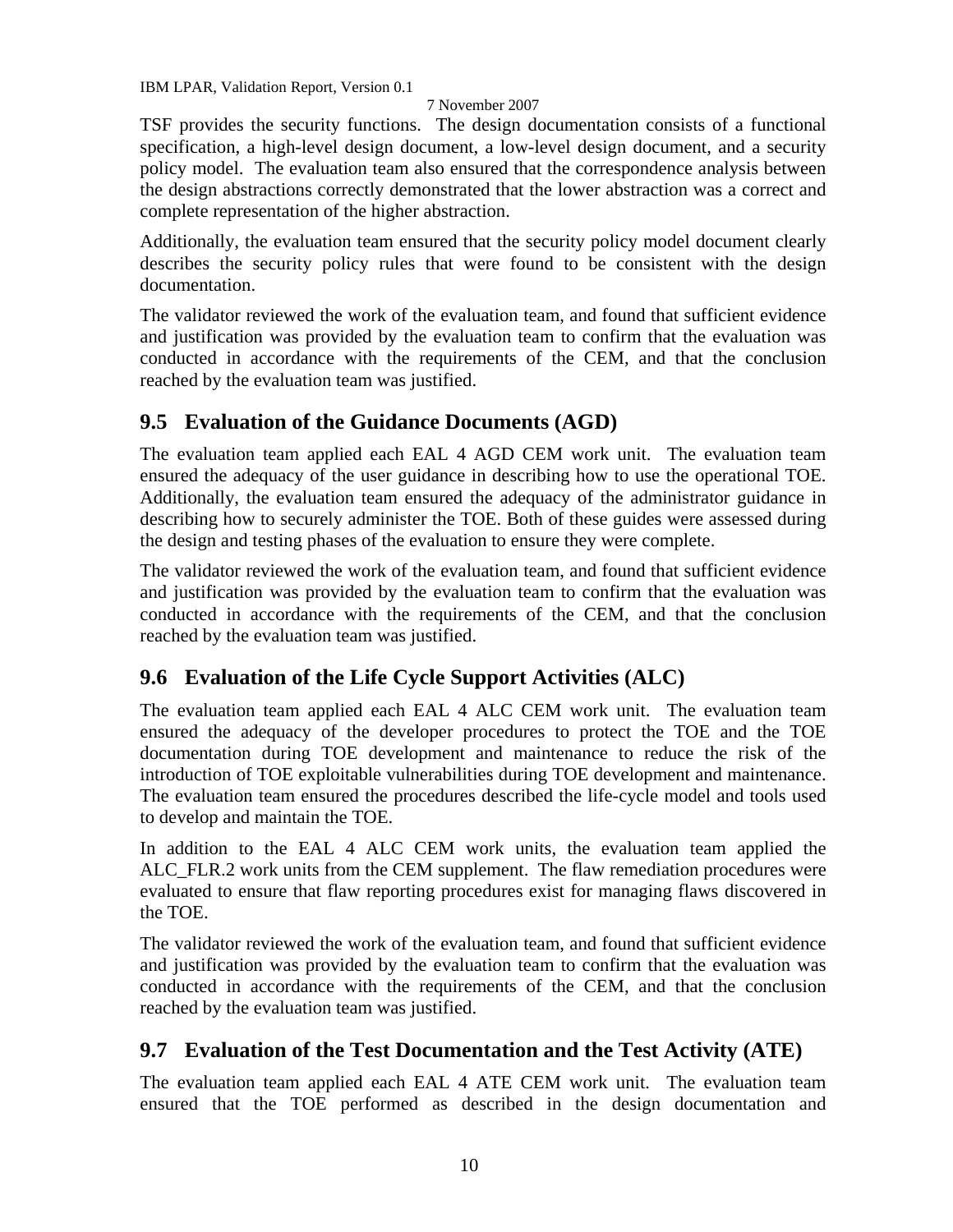TSF provides the security functions. The design documentation consists of a functional specification, a high-level design document, a low-level design document, and a security policy model. The evaluation team also ensured that the correspondence analysis between the design abstractions correctly demonstrated that the lower abstraction was a correct and complete representation of the higher abstraction.

Additionally, the evaluation team ensured that the security policy model document clearly describes the security policy rules that were found to be consistent with the design documentation.

The validator reviewed the work of the evaluation team, and found that sufficient evidence and justification was provided by the evaluation team to confirm that the evaluation was conducted in accordance with the requirements of the CEM, and that the conclusion reached by the evaluation team was justified.

## 9.5 Evaluation of the Guidance Documents (AGD)

The evaluation team applied each EAL 4 AGD CEM work unit. The evaluation team ensured the adequacy of the user guidance in describing how to use the operational TOE. Additionally, the evaluation team ensured the adequacy of the administrator guidance in describing how to securely administer the TOE. Both of these guides were assessed during the design and testing phases of the evaluation to ensure they were complete.

The validator reviewed the work of the evaluation team, and found that sufficient evidence and justification was provided by the evaluation team to confirm that the evaluation was conducted in accordance with the requirements of the CEM, and that the conclusion reached by the evaluation team was justified.

## 9.6 Evaluation of the Life Cycle Support Activities (ALC)

The evaluation team applied each EAL 4 ALC CEM work unit. The evaluation team ensured the adequacy of the developer procedures to protect the TOE and the TOE documentation during TOE development and maintenance to reduce the risk of the introduction of TOE exploitable vulnerabilities during TOE development and maintenance. The evaluation team ensured the procedures described the life-cycle model and tools used to develop and maintain the TOE.

In addition to the EAL 4 ALC CEM work units, the evaluation team applied the ALC_FLR.2 work units from the CEM supplement. The flaw remediation procedures were evaluated to ensure that flaw reporting procedures exist for managing flaws discovered in the TOE.

The validator reviewed the work of the evaluation team, and found that sufficient evidence and justification was provided by the evaluation team to confirm that the evaluation was conducted in accordance with the requirements of the CEM, and that the conclusion reached by the evaluation team was justified.

## 9.7 Evaluation of the Test Documentation and the Test Activity (ATE)

The evaluation team applied each EAL 4 ATE CEM work unit. The evaluation team ensured that the TOE performed as described in the design documentation and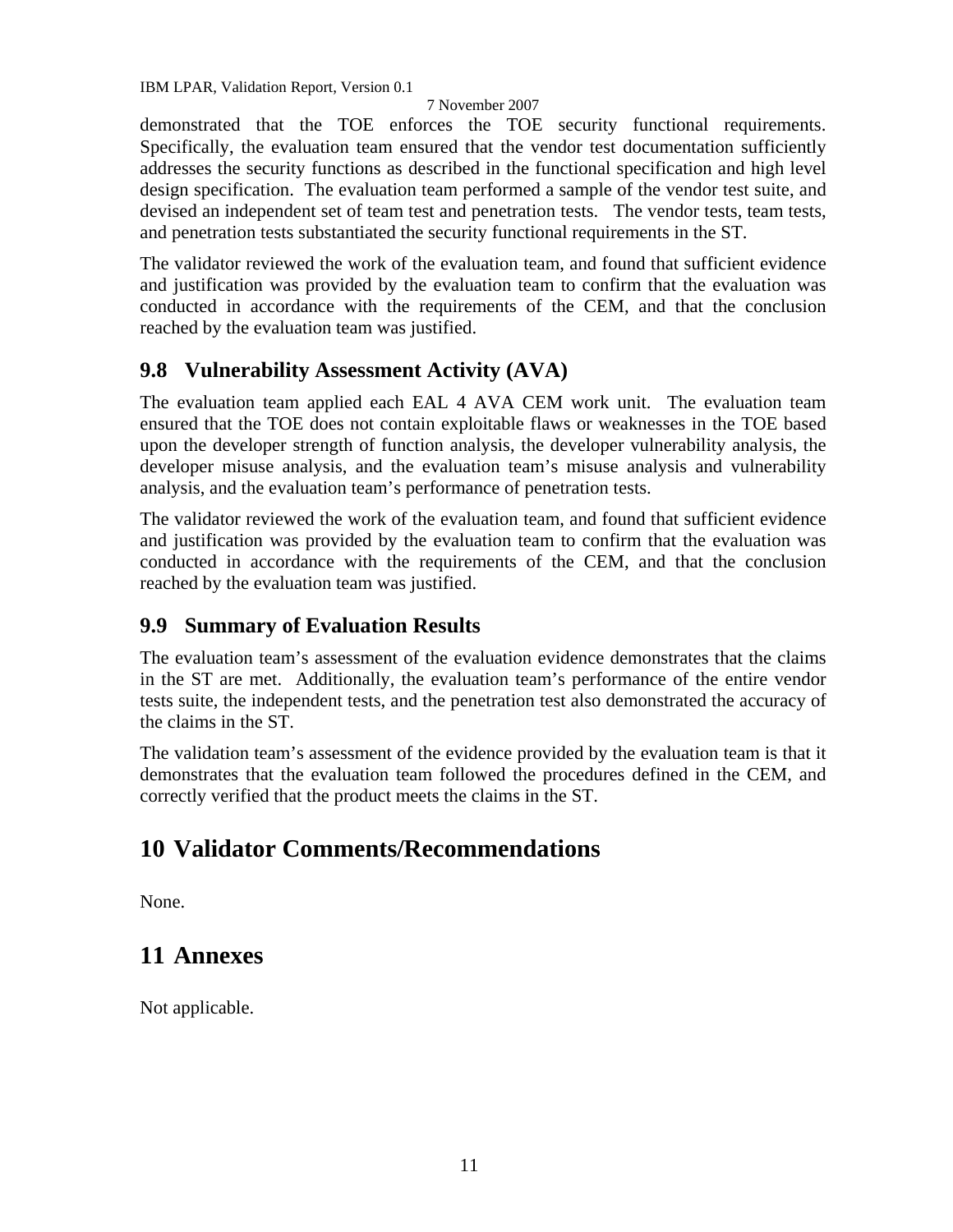demonstrated that the TOE enforces the TOE security functional requirements. Specifically, the evaluation team ensured that the vendor test documentation sufficiently addresses the security functions as described in the functional specification and high level design specification. The evaluation team performed a sample of the vendor test suite, and devised an independent set of team test and penetration tests. The vendor tests, team tests, and penetration tests substantiated the security functional requirements in the ST.

The validator reviewed the work of the evaluation team, and found that sufficient evidence and justification was provided by the evaluation team to confirm that the evaluation was conducted in accordance with the requirements of the CEM, and that the conclusion reached by the evaluation team was justified.

## 9.8 Vulnerability Assessment Activity (AVA)

The evaluation team applied each EAL 4 AVA CEM work unit. The evaluation team ensured that the TOE does not contain exploitable flaws or weaknesses in the TOE based upon the developer strength of function analysis, the developer vulnerability analysis, the developer misuse analysis, and the evaluation team's misuse analysis and vulnerability analysis, and the evaluation team's performance of penetration tests.

The validator reviewed the work of the evaluation team, and found that sufficient evidence and justification was provided by the evaluation team to confirm that the evaluation was conducted in accordance with the requirements of the CEM, and that the conclusion reached by the evaluation team was justified.

## 9.9 Summary of Evaluation Results

The evaluation team's assessment of the evaluation evidence demonstrates that the claims in the ST are met. Additionally, the evaluation team's performance of the entire vendor tests suite, the independent tests, and the penetration test also demonstrated the accuracy of the claims in the ST.

The validation team's assessment of the evidence provided by the evaluation team is that it demonstrates that the evaluation team followed the procedures defined in the CEM, and correctly verified that the product meets the claims in the ST.

# 10 Validator Comments/Recommendations

None.

# 11 Annexes

Not applicable.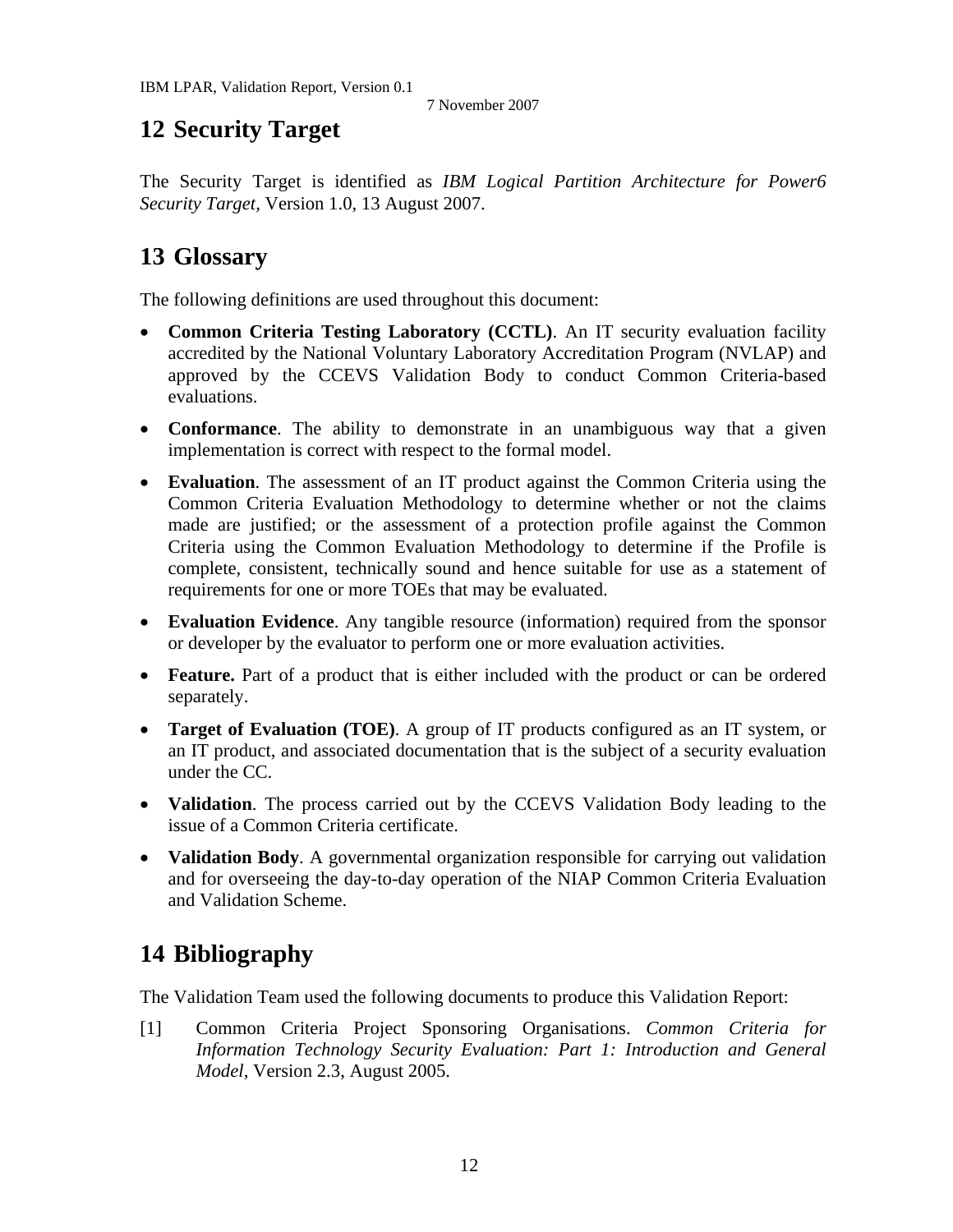# 12 Security Target

The Security Target is identified as *IBM Logical Partition Architecture for Power6 Security Target*, Version 1.0, 13 August 2007.

# 13 Glossary

The following definitions are used throughout this document:

- **Common Criteria Testing Laboratory (CCTL)**. An IT security evaluation facility accredited by the National Voluntary Laboratory Accreditation Program (NVLAP) and approved by the CCEVS Validation Body to conduct Common Criteria-based evaluations.
- **Conformance**. The ability to demonstrate in an unambiguous way that a given implementation is correct with respect to the formal model.
- **Evaluation**. The assessment of an IT product against the Common Criteria using the Common Criteria Evaluation Methodology to determine whether or not the claims made are justified; or the assessment of a protection profile against the Common Criteria using the Common Evaluation Methodology to determine if the Profile is complete, consistent, technically sound and hence suitable for use as a statement of requirements for one or more TOEs that may be evaluated.
- **Evaluation Evidence**. Any tangible resource (information) required from the sponsor or developer by the evaluator to perform one or more evaluation activities.
- **Feature.** Part of a product that is either included with the product or can be ordered separately.
- **Target of Evaluation (TOE)**. A group of IT products configured as an IT system, or an IT product, and associated documentation that is the subject of a security evaluation under the CC.
- **Validation**. The process carried out by the CCEVS Validation Body leading to the issue of a Common Criteria certificate.
- **Validation Body**. A governmental organization responsible for carrying out validation and for overseeing the day-to-day operation of the NIAP Common Criteria Evaluation and Validation Scheme.

# 14 Bibliography

The Validation Team used the following documents to produce this Validation Report:

[1] Common Criteria Project Sponsoring Organisations. *Common Criteria for Information Technology Security Evaluation: Part 1: Introduction and General Model*, Version 2.3, August 2005.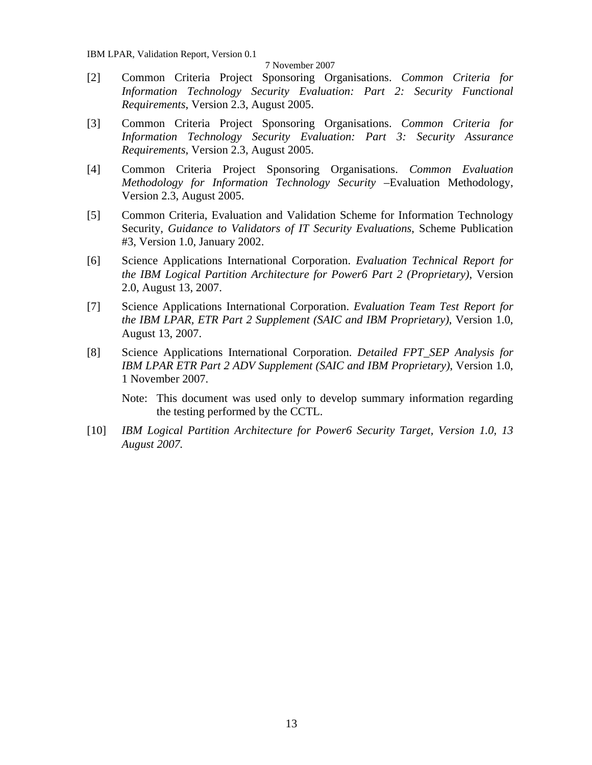[2] Common Criteria Project Sponsoring Organisations. *Common Criteria for Information Technology Security Evaluation: Part 2: Security Functional Requirements*, Version 2.3, August 2005.

[3] Common Criteria Project Sponsoring Organisations. *Common Criteria for Information Technology Security Evaluation: Part 3: Security Assurance Requirements*, Version 2.3, August 2005.

[4] Common Criteria Project Sponsoring Organisations. *Common Evaluation Methodology for Information Technology Security* –Evaluation Methodology, Version 2.3, August 2005.

[5] Common Criteria, Evaluation and Validation Scheme for Information Technology Security, *Guidance to Validators of IT Security Evaluations*, Scheme Publication #3, Version 1.0, January 2002.

[6] Science Applications International Corporation. *Evaluation Technical Report for the IBM Logical Partition Architecture for Power6 Part 2 (Proprietary)*, Version 2.0, August 13, 2007.

[7] Science Applications International Corporation. *Evaluation Team Test Report for the IBM LPAR, ETR Part 2 Supplement (SAIC and IBM Proprietary)*, Version 1.0, August 13, 2007.

[8] Science Applications International Corporation. *Detailed FPT_SEP Analysis for IBM LPAR ETR Part 2 ADV Supplement (SAIC and IBM Proprietary)*, Version 1.0, 1 November 2007.

Note: This document was used only to develop summary information regarding the testing performed by the CCTL.

[10] *IBM Logical Partition Architecture for Power6 Security Target, Version 1.0, 13 August 2007.*